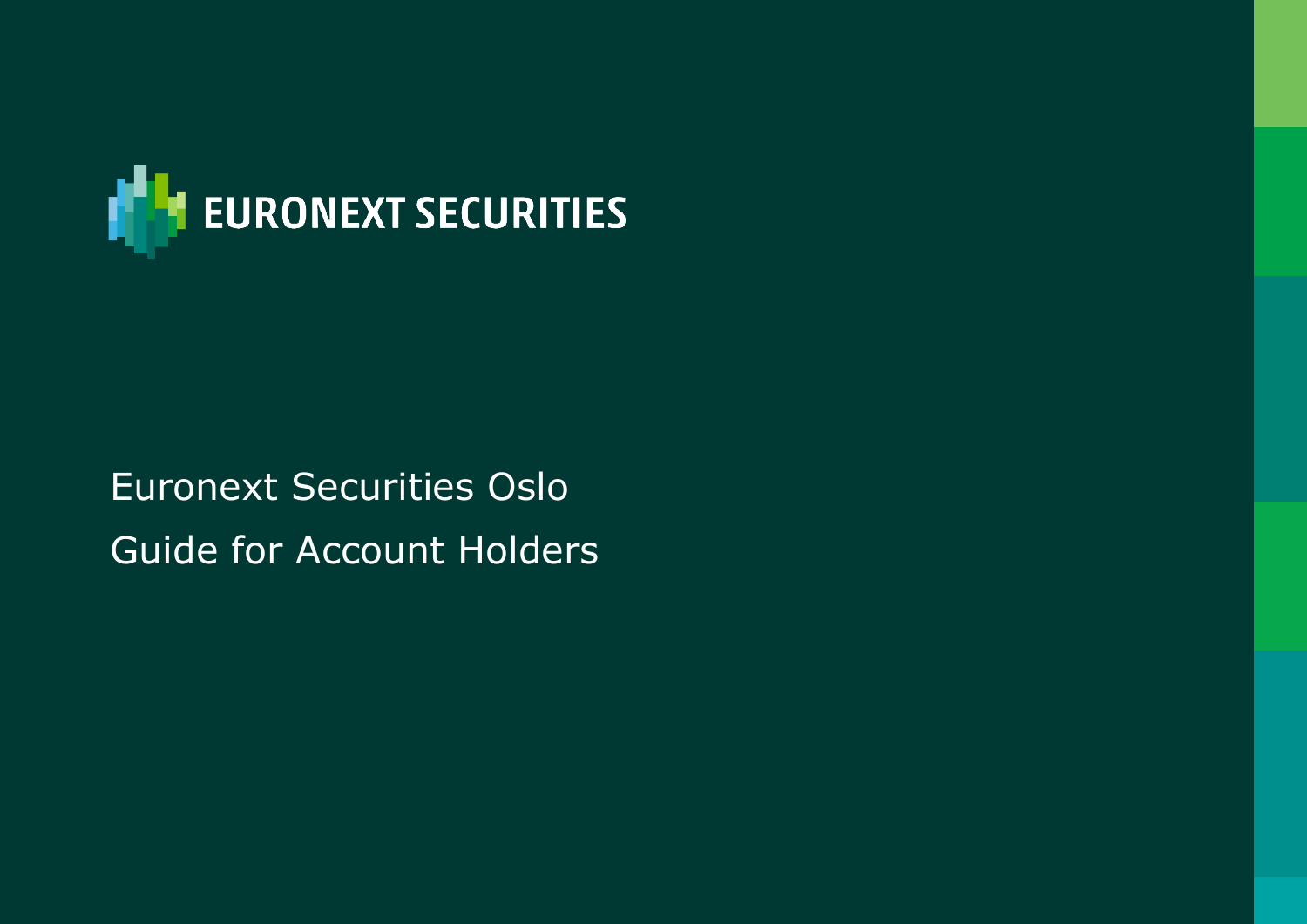EURONEXT SECURITIES

# Euronext Securities Oslo

# Guide for Account Holders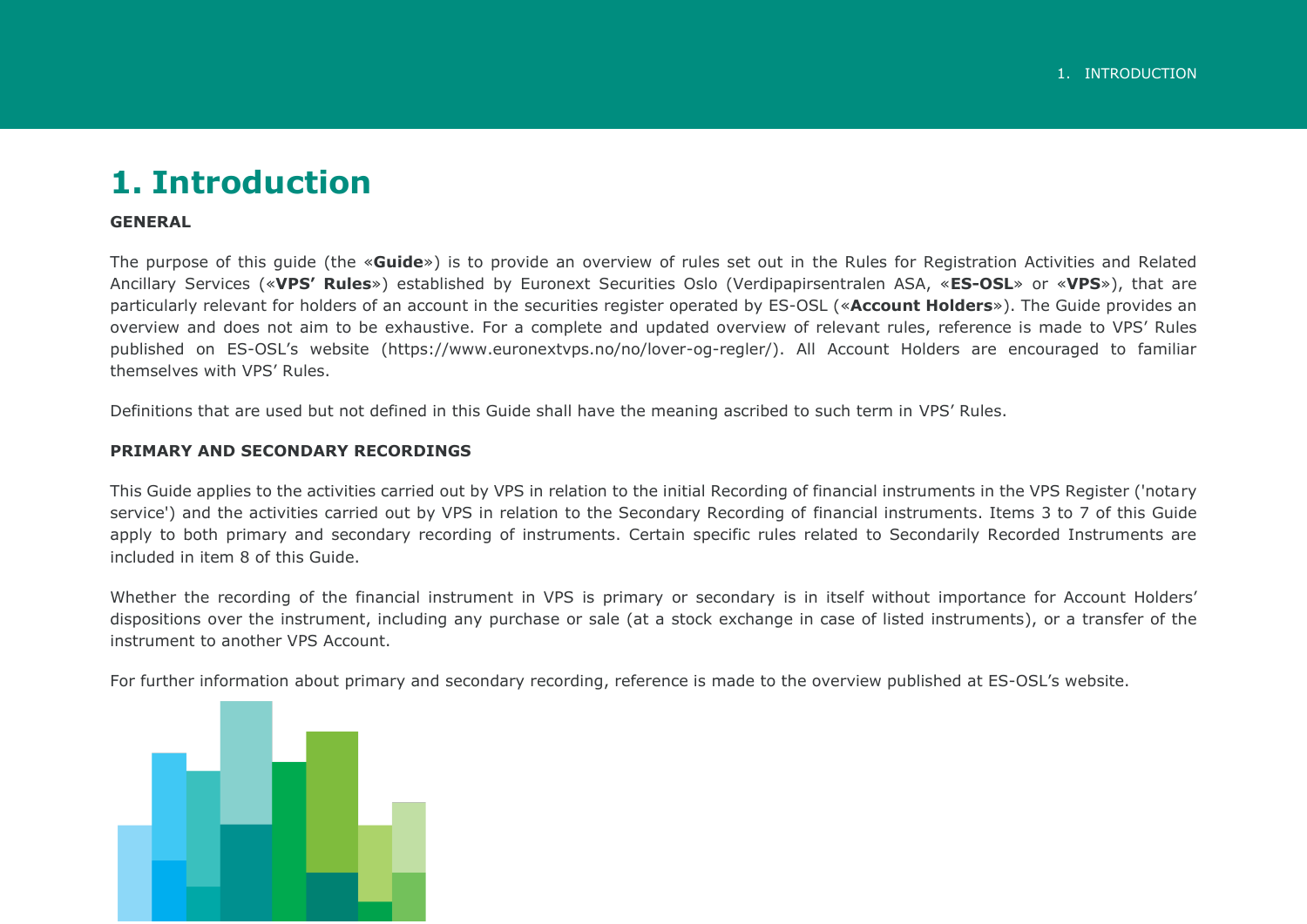# 1. Introduction

**GENERAL**

The purpose of this guide (the «**Guide**») is to provide an overview of rules set out in the Rules for Registration Activities and Related Ancillary Services («**VPS' Rules**») established by Euronext Securities Oslo (Verdipapirsentralen ASA, «**ES-OSL**» or «**VPS**»), that are particularly relevant for holders of an account in the securities register operated by ES-OSL («**Account Holders**»). The Guide provides an overview and does not aim to be exhaustive. For a complete and updated overview of relevant rules, reference is made to VPS' Rules published on ES-OSL's website (https://www.euronextvps.no/no/lover-og-regler/). All Account Holders are encouraged to familiar themselves with VPS' Rules.

Definitions that are used but not defined in this Guide shall have the meaning ascribed to such term in VPS' Rules.

**PRIMARY AND SECONDARY RECORDINGS**

This Guide applies to the activities carried out by VPS in relation to the initial Recording of financial instruments in the VPS Register ('notary service') and the activities carried out by VPS in relation to the Secondary Recording of financial instruments. Items 3 to 7 of this Guide apply to both primary and secondary recording of instruments. Certain specific rules related to Secondarily Recorded Instruments are included in item 8 of this Guide.

Whether the recording of the financial instrument in VPS is primary or secondary is in itself without importance for Account Holders' dispositions over the instrument, including any purchase or sale (at a stock exchange in case of listed instruments), or a transfer of the instrument to another VPS Account.

For further information about primary and secondary recording, reference is made to the overview published at ES-OSL's website.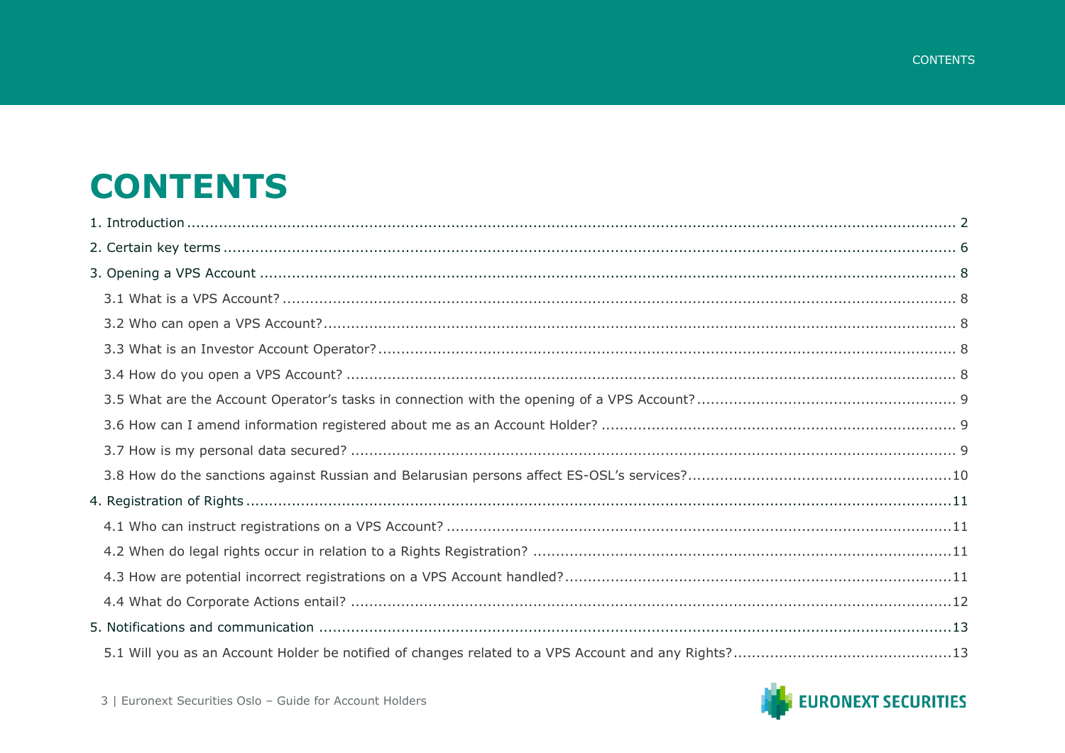# CONTENTS

1. Introduction ..... 2
2. Certain key terms ..... 6
3. Opening a VPS Account ..... 8
    - 3.1 What is a VPS Account? ..... 8
    - 3.2 Who can open a VPS Account? ..... 8
    - 3.3 What is an Investor Account Operator? ..... 8
    - 3.4 How do you open a VPS Account? ..... 8
    - 3.5 What are the Account Operator's tasks in connection with the opening of a VPS Account? ..... 9
    - 3.6 How can I amend information registered about me as an Account Holder? ..... 9
    - 3.7 How is my personal data secured? ..... 9
    - 3.8 How do the sanctions against Russian and Belarusian persons affect ES-OSL's services? ..... 10
4. Registration of Rights ..... 11
    - 4.1 Who can instruct registrations on a VPS Account? ..... 11
    - 4.2 When do legal rights occur in relation to a Rights Registration? ..... 11
    - 4.3 How are potential incorrect registrations on a VPS Account handled? ..... 11
    - 4.4 What do Corporate Actions entail? ..... 12
5. Notifications and communication ..... 13
    - 5.1 Will you as an Account Holder be notified of changes related to a VPS Account and any Rights? ..... 13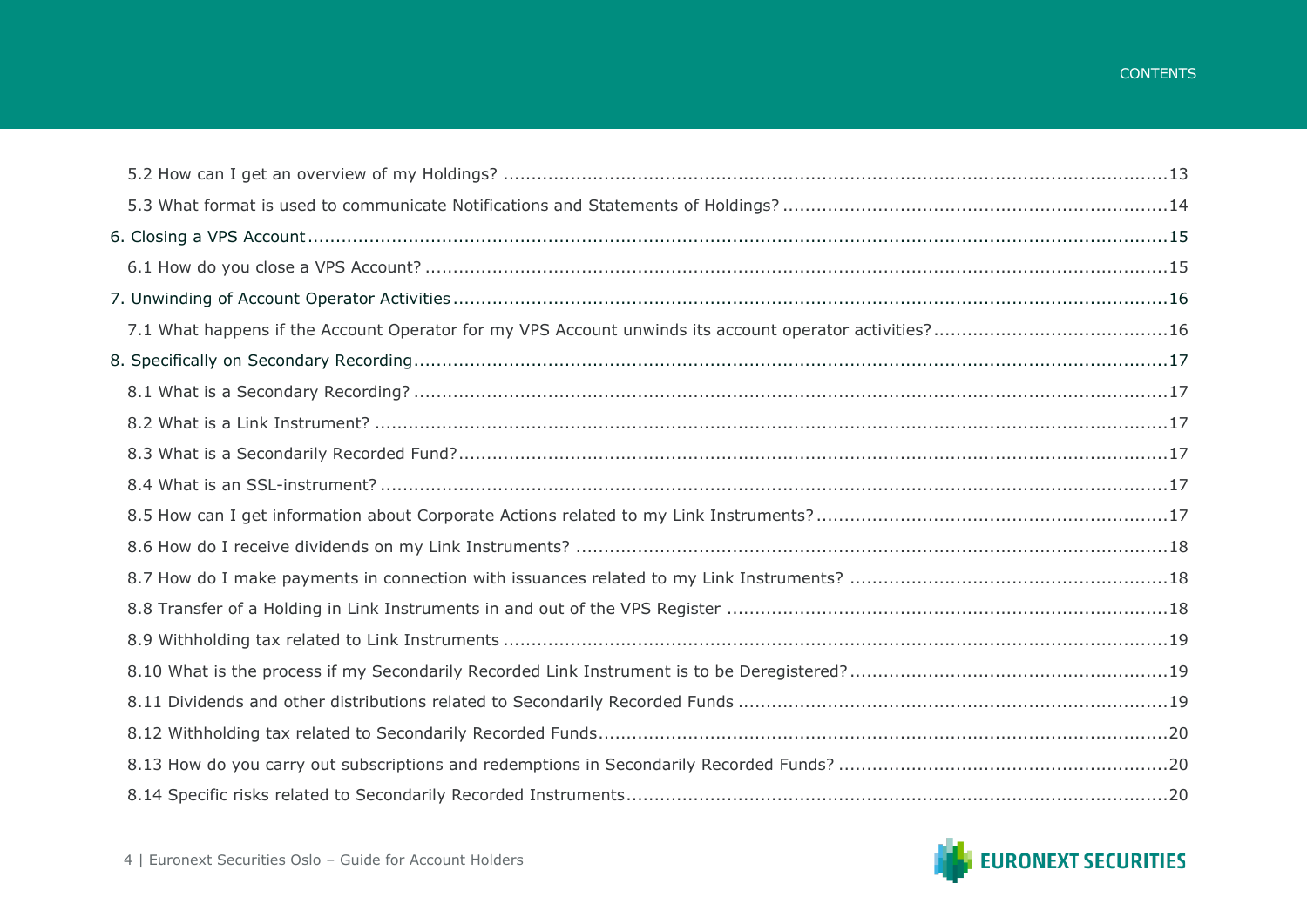- 5.2 How can I get an overview of my Holdings? ....... 13
- 5.3 What format is used to communicate Notifications and Statements of Holdings? ....... 14

6. Closing a VPS Account ....... 15

- 6.1 How do you close a VPS Account? ....... 15

7. Unwinding of Account Operator Activities ....... 16

- 7.1 What happens if the Account Operator for my VPS Account unwinds its account operator activities? ....... 16

8. Specifically on Secondary Recording ....... 17

- 8.1 What is a Secondary Recording? ....... 17
- 8.2 What is a Link Instrument? ....... 17
- 8.3 What is a Secondarily Recorded Fund? ....... 17
- 8.4 What is an SSL-instrument? ....... 17
- 8.5 How can I get information about Corporate Actions related to my Link Instruments? ....... 17
- 8.6 How do I receive dividends on my Link Instruments? ....... 18
- 8.7 How do I make payments in connection with issuances related to my Link Instruments? ....... 18
- 8.8 Transfer of a Holding in Link Instruments in and out of the VPS Register ....... 18
- 8.9 Withholding tax related to Link Instruments ....... 19
- 8.10 What is the process if my Secondarily Recorded Link Instrument is to be Deregistered? ....... 19
- 8.11 Dividends and other distributions related to Secondarily Recorded Funds ....... 19
- 8.12 Withholding tax related to Secondarily Recorded Funds ....... 20
- 8.13 How do you carry out subscriptions and redemptions in Secondarily Recorded Funds? ....... 20
- 8.14 Specific risks related to Secondarily Recorded Instruments ....... 20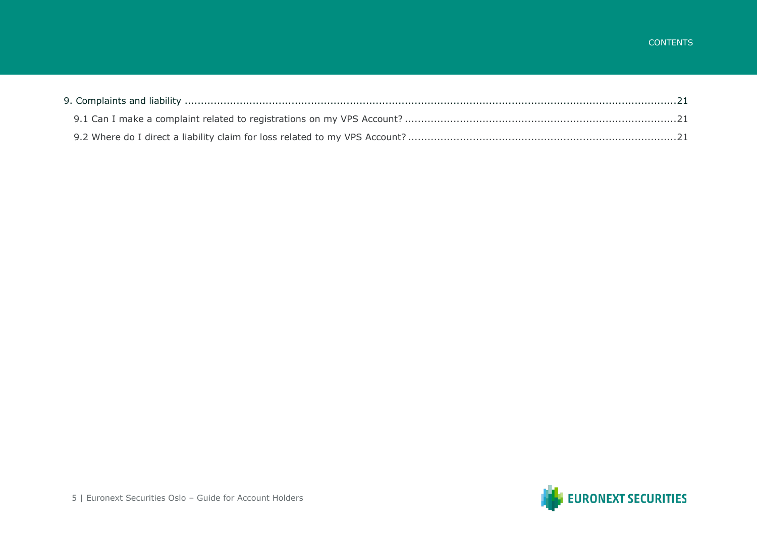9. Complaints and liability ....................................................................................................................................................21

9.1 Can I make a complaint related to registrations on my VPS Account? ...................................................................................21

9.2 Where do I direct a liability claim for loss related to my VPS Account? .................................................................................21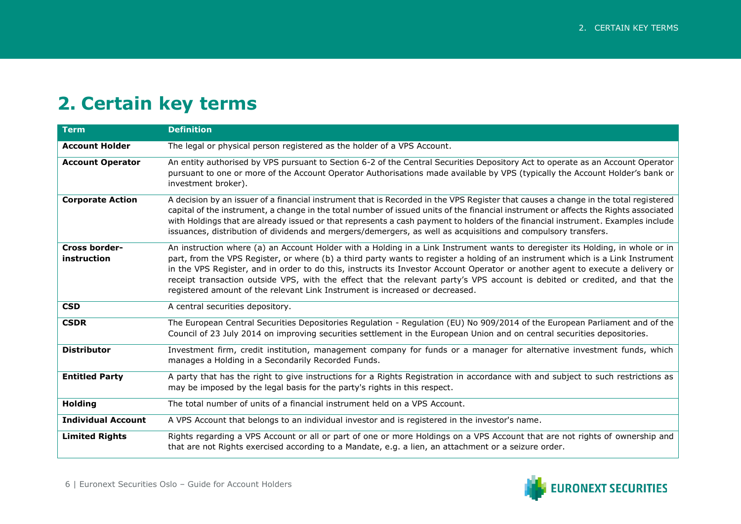# 2. Certain key terms

| Term | Definition |
|---|---|
| **Account Holder** | The legal or physical person registered as the holder of a VPS Account. |
| **Account Operator** | An entity authorised by VPS pursuant to Section 6-2 of the Central Securities Depository Act to operate as an Account Operator pursuant to one or more of the Account Operator Authorisations made available by VPS (typically the Account Holder's bank or investment broker). |
| **Corporate Action** | A decision by an issuer of a financial instrument that is Recorded in the VPS Register that causes a change in the total registered capital of the instrument, a change in the total number of issued units of the financial instrument or affects the Rights associated with Holdings that are already issued or that represents a cash payment to holders of the financial instrument. Examples include issuances, distribution of dividends and mergers/demergers, as well as acquisitions and compulsory transfers. |
| **Cross border-instruction** | An instruction where (a) an Account Holder with a Holding in a Link Instrument wants to deregister its Holding, in whole or in part, from the VPS Register, or where (b) a third party wants to register a holding of an instrument which is a Link Instrument in the VPS Register, and in order to do this, instructs its Investor Account Operator or another agent to execute a delivery or receipt transaction outside VPS, with the effect that the relevant party's VPS account is debited or credited, and that the registered amount of the relevant Link Instrument is increased or decreased. |
| **CSD** | A central securities depository. |
| **CSDR** | The European Central Securities Depositories Regulation - Regulation (EU) No 909/2014 of the European Parliament and of the Council of 23 July 2014 on improving securities settlement in the European Union and on central securities depositories. |
| **Distributor** | Investment firm, credit institution, management company for funds or a manager for alternative investment funds, which manages a Holding in a Secondarily Recorded Funds. |
| **Entitled Party** | A party that has the right to give instructions for a Rights Registration in accordance with and subject to such restrictions as may be imposed by the legal basis for the party's rights in this respect. |
| **Holding** | The total number of units of a financial instrument held on a VPS Account. |
| **Individual Account** | A VPS Account that belongs to an individual investor and is registered in the investor's name. |
| **Limited Rights** | Rights regarding a VPS Account or all or part of one or more Holdings on a VPS Account that are not rights of ownership and that are not Rights exercised according to a Mandate, e.g. a lien, an attachment or a seizure order. |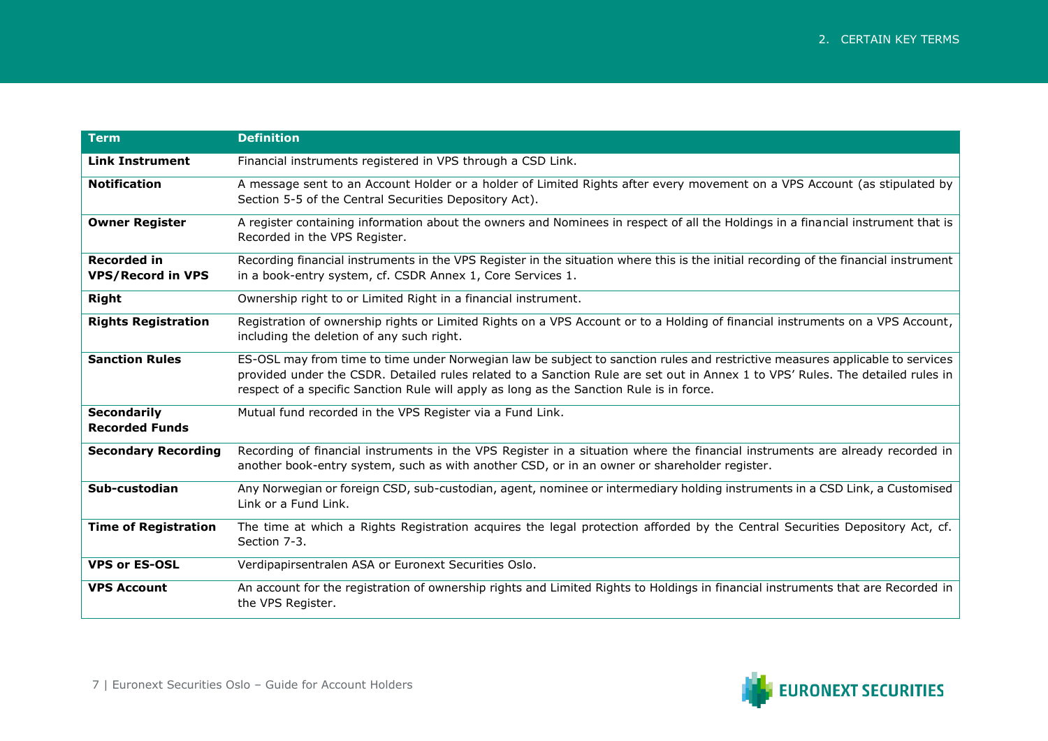| Term | Definition |
|---|---|
| **Link Instrument** | Financial instruments registered in VPS through a CSD Link. |
| **Notification** | A message sent to an Account Holder or a holder of Limited Rights after every movement on a VPS Account (as stipulated by Section 5-5 of the Central Securities Depository Act). |
| **Owner Register** | A register containing information about the owners and Nominees in respect of all the Holdings in a financial instrument that is Recorded in the VPS Register. |
| **Recorded in VPS/Record in VPS** | Recording financial instruments in the VPS Register in the situation where this is the initial recording of the financial instrument in a book-entry system, cf. CSDR Annex 1, Core Services 1. |
| **Right** | Ownership right to or Limited Right in a financial instrument. |
| **Rights Registration** | Registration of ownership rights or Limited Rights on a VPS Account or to a Holding of financial instruments on a VPS Account, including the deletion of any such right. |
| **Sanction Rules** | ES-OSL may from time to time under Norwegian law be subject to sanction rules and restrictive measures applicable to services provided under the CSDR. Detailed rules related to a Sanction Rule are set out in Annex 1 to VPS' Rules. The detailed rules in respect of a specific Sanction Rule will apply as long as the Sanction Rule is in force. |
| **Secondarily Recorded Funds** | Mutual fund recorded in the VPS Register via a Fund Link. |
| **Secondary Recording** | Recording of financial instruments in the VPS Register in a situation where the financial instruments are already recorded in another book-entry system, such as with another CSD, or in an owner or shareholder register. |
| **Sub-custodian** | Any Norwegian or foreign CSD, sub-custodian, agent, nominee or intermediary holding instruments in a CSD Link, a Customised Link or a Fund Link. |
| **Time of Registration** | The time at which a Rights Registration acquires the legal protection afforded by the Central Securities Depository Act, cf. Section 7-3. |
| **VPS or ES-OSL** | Verdipapirsentralen ASA or Euronext Securities Oslo. |
| **VPS Account** | An account for the registration of ownership rights and Limited Rights to Holdings in financial instruments that are Recorded in the VPS Register. |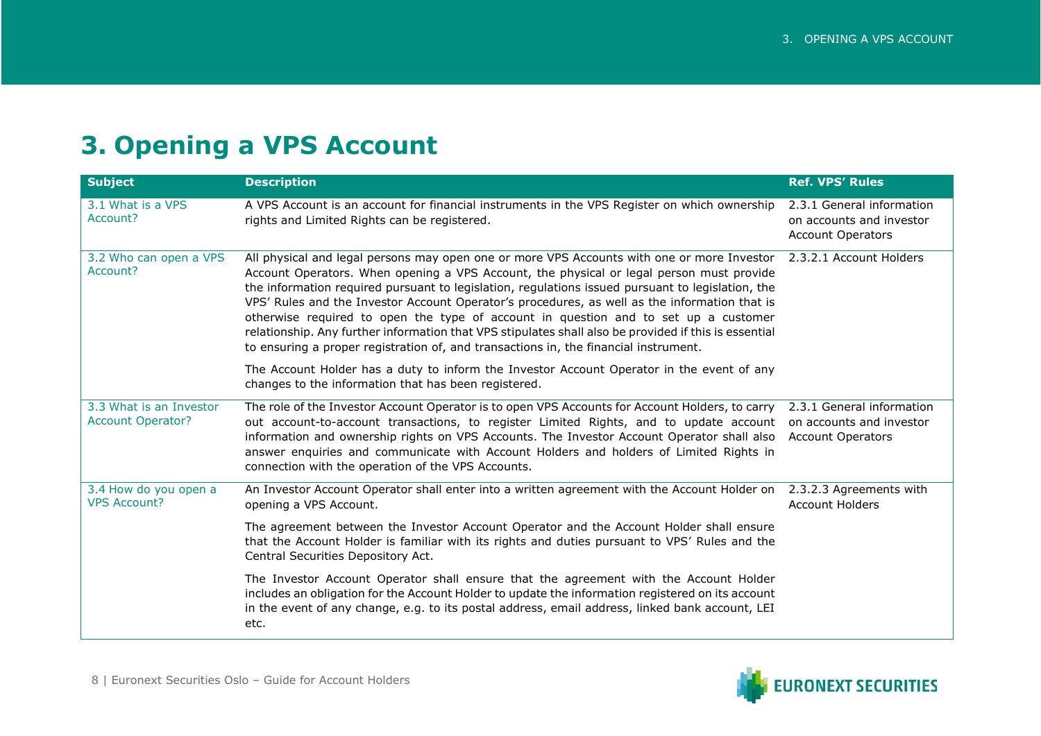# 3. Opening a VPS Account

| Subject | Description | Ref. VPS' Rules |
|---|---|---|
| 3.1 What is a VPS Account? | A VPS Account is an account for financial instruments in the VPS Register on which ownership rights and Limited Rights can be registered. | 2.3.1 General information on accounts and investor Account Operators |
| 3.2 Who can open a VPS Account? | All physical and legal persons may open one or more VPS Accounts with one or more Investor Account Operators. When opening a VPS Account, the physical or legal person must provide the information required pursuant to legislation, regulations issued pursuant to legislation, the VPS' Rules and the Investor Account Operator's procedures, as well as the information that is otherwise required to open the type of account in question and to set up a customer relationship. Any further information that VPS stipulates shall also be provided if this is essential to ensuring a proper registration of, and transactions in, the financial instrument.<br><br>The Account Holder has a duty to inform the Investor Account Operator in the event of any changes to the information that has been registered. | 2.3.2.1 Account Holders |
| 3.3 What is an Investor Account Operator? | The role of the Investor Account Operator is to open VPS Accounts for Account Holders, to carry out account-to-account transactions, to register Limited Rights, and to update account information and ownership rights on VPS Accounts. The Investor Account Operator shall also answer enquiries and communicate with Account Holders and holders of Limited Rights in connection with the operation of the VPS Accounts. | 2.3.1 General information on accounts and investor Account Operators |
| 3.4 How do you open a VPS Account? | An Investor Account Operator shall enter into a written agreement with the Account Holder on opening a VPS Account.<br><br>The agreement between the Investor Account Operator and the Account Holder shall ensure that the Account Holder is familiar with its rights and duties pursuant to VPS' Rules and the Central Securities Depository Act.<br><br>The Investor Account Operator shall ensure that the agreement with the Account Holder includes an obligation for the Account Holder to update the information registered on its account in the event of any change, e.g. to its postal address, email address, linked bank account, LEI etc. | 2.3.2.3 Agreements with Account Holders |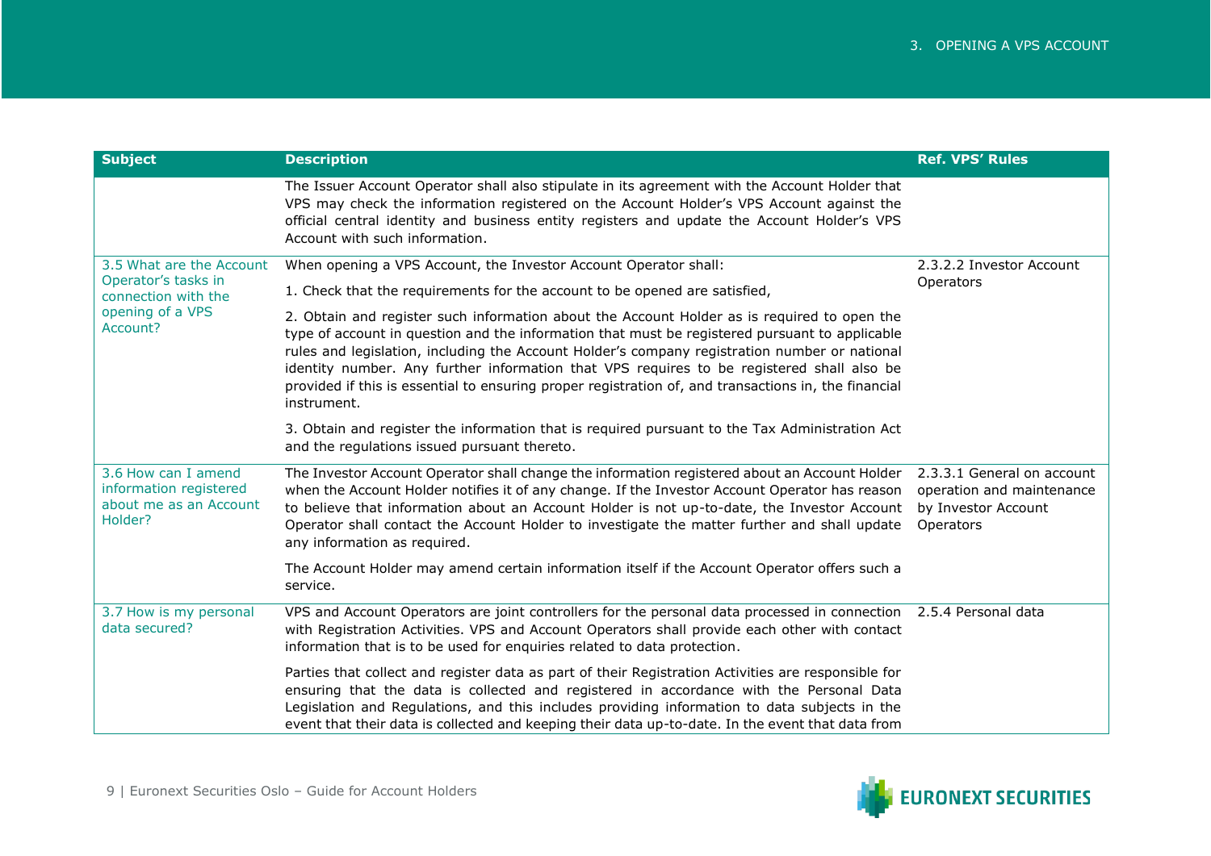| Subject | Description | Ref. VPS' Rules |
|---|---|---|
| | The Issuer Account Operator shall also stipulate in its agreement with the Account Holder that VPS may check the information registered on the Account Holder's VPS Account against the official central identity and business entity registers and update the Account Holder's VPS Account with such information. | |
| 3.5 What are the Account Operator's tasks in connection with the opening of a VPS Account? | When opening a VPS Account, the Investor Account Operator shall:<br><br>1. Check that the requirements for the account to be opened are satisfied,<br><br>2. Obtain and register such information about the Account Holder as is required to open the type of account in question and the information that must be registered pursuant to applicable rules and legislation, including the Account Holder's company registration number or national identity number. Any further information that VPS requires to be registered shall also be provided if this is essential to ensuring proper registration of, and transactions in, the financial instrument.<br><br>3. Obtain and register the information that is required pursuant to the Tax Administration Act and the regulations issued pursuant thereto. | 2.3.2.2 Investor Account Operators |
| 3.6 How can I amend information registered about me as an Account Holder? | The Investor Account Operator shall change the information registered about an Account Holder when the Account Holder notifies it of any change. If the Investor Account Operator has reason to believe that information about an Account Holder is not up-to-date, the Investor Account Operator shall contact the Account Holder to investigate the matter further and shall update any information as required.<br><br>The Account Holder may amend certain information itself if the Account Operator offers such a service. | 2.3.3.1 General on account operation and maintenance by Investor Account Operators |
| 3.7 How is my personal data secured? | VPS and Account Operators are joint controllers for the personal data processed in connection with Registration Activities. VPS and Account Operators shall provide each other with contact information that is to be used for enquiries related to data protection.<br><br>Parties that collect and register data as part of their Registration Activities are responsible for ensuring that the data is collected and registered in accordance with the Personal Data Legislation and Regulations, and this includes providing information to data subjects in the event that their data is collected and keeping their data up-to-date. In the event that data from | 2.5.4 Personal data |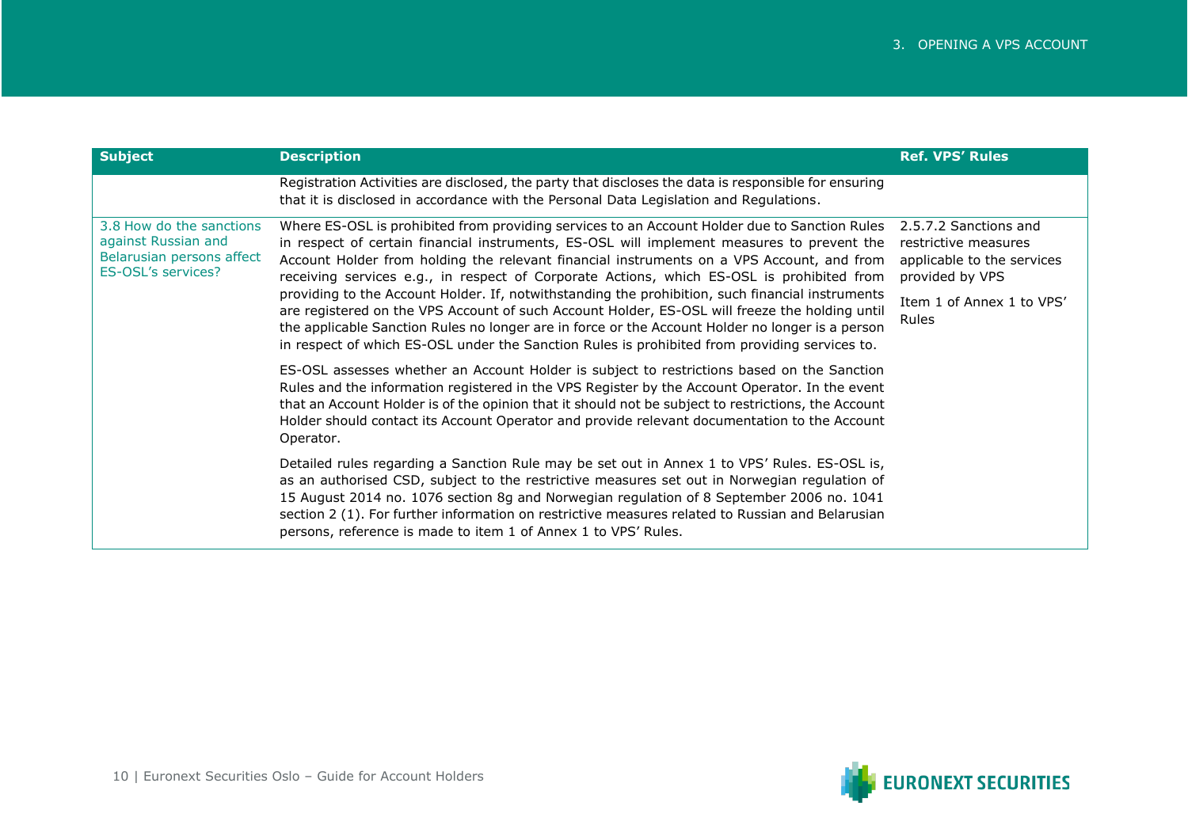| Subject | Description | Ref. VPS' Rules |
|---|---|---|
| | Registration Activities are disclosed, the party that discloses the data is responsible for ensuring that it is disclosed in accordance with the Personal Data Legislation and Regulations. | |
| 3.8 How do the sanctions against Russian and Belarusian persons affect ES-OSL's services? | Where ES-OSL is prohibited from providing services to an Account Holder due to Sanction Rules in respect of certain financial instruments, ES-OSL will implement measures to prevent the Account Holder from holding the relevant financial instruments on a VPS Account, and from receiving services e.g., in respect of Corporate Actions, which ES-OSL is prohibited from providing to the Account Holder. If, notwithstanding the prohibition, such financial instruments are registered on the VPS Account of such Account Holder, ES-OSL will freeze the holding until the applicable Sanction Rules no longer are in force or the Account Holder no longer is a person in respect of which ES-OSL under the Sanction Rules is prohibited from providing services to.<br><br>ES-OSL assesses whether an Account Holder is subject to restrictions based on the Sanction Rules and the information registered in the VPS Register by the Account Operator. In the event that an Account Holder is of the opinion that it should not be subject to restrictions, the Account Holder should contact its Account Operator and provide relevant documentation to the Account Operator.<br><br>Detailed rules regarding a Sanction Rule may be set out in Annex 1 to VPS' Rules. ES-OSL is, as an authorised CSD, subject to the restrictive measures set out in Norwegian regulation of 15 August 2014 no. 1076 section 8g and Norwegian regulation of 8 September 2006 no. 1041 section 2 (1). For further information on restrictive measures related to Russian and Belarusian persons, reference is made to item 1 of Annex 1 to VPS' Rules. | 2.5.7.2 Sanctions and restrictive measures applicable to the services provided by VPS<br><br>Item 1 of Annex 1 to VPS' Rules |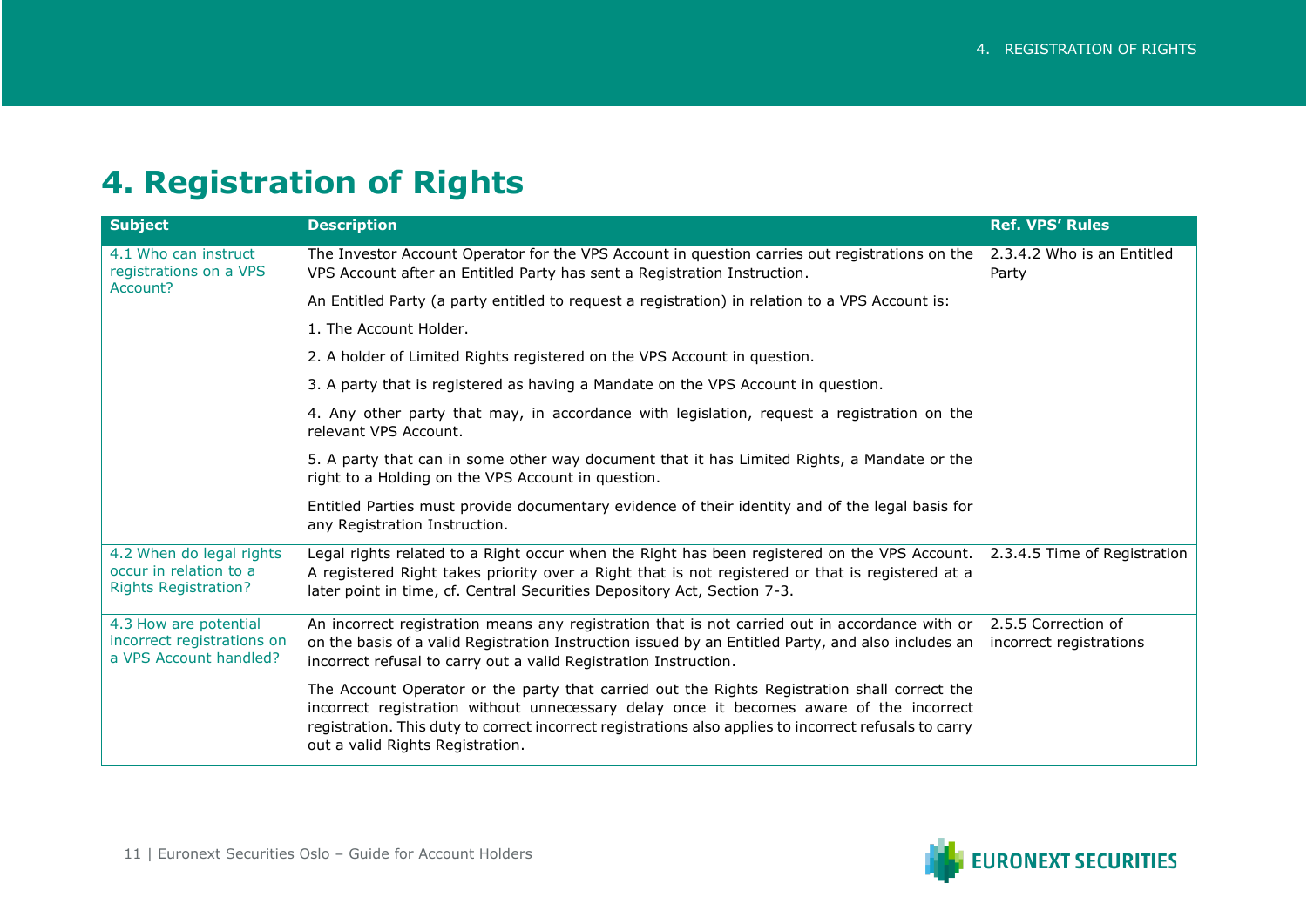# 4. Registration of Rights

| Subject | Description | Ref. VPS' Rules |
|---|---|---|
| 4.1 Who can instruct registrations on a VPS Account? | The Investor Account Operator for the VPS Account in question carries out registrations on the VPS Account after an Entitled Party has sent a Registration Instruction.<br><br>An Entitled Party (a party entitled to request a registration) in relation to a VPS Account is:<br><br>1. The Account Holder.<br><br>2. A holder of Limited Rights registered on the VPS Account in question.<br><br>3. A party that is registered as having a Mandate on the VPS Account in question.<br><br>4. Any other party that may, in accordance with legislation, request a registration on the relevant VPS Account.<br><br>5. A party that can in some other way document that it has Limited Rights, a Mandate or the right to a Holding on the VPS Account in question.<br><br>Entitled Parties must provide documentary evidence of their identity and of the legal basis for any Registration Instruction. | 2.3.4.2 Who is an Entitled Party |
| 4.2 When do legal rights occur in relation to a Rights Registration? | Legal rights related to a Right occur when the Right has been registered on the VPS Account. A registered Right takes priority over a Right that is not registered or that is registered at a later point in time, cf. Central Securities Depository Act, Section 7-3. | 2.3.4.5 Time of Registration |
| 4.3 How are potential incorrect registrations on a VPS Account handled? | An incorrect registration means any registration that is not carried out in accordance with or on the basis of a valid Registration Instruction issued by an Entitled Party, and also includes an incorrect refusal to carry out a valid Registration Instruction.<br><br>The Account Operator or the party that carried out the Rights Registration shall correct the incorrect registration without unnecessary delay once it becomes aware of the incorrect registration. This duty to correct incorrect registrations also applies to incorrect refusals to carry out a valid Rights Registration. | 2.5.5 Correction of incorrect registrations |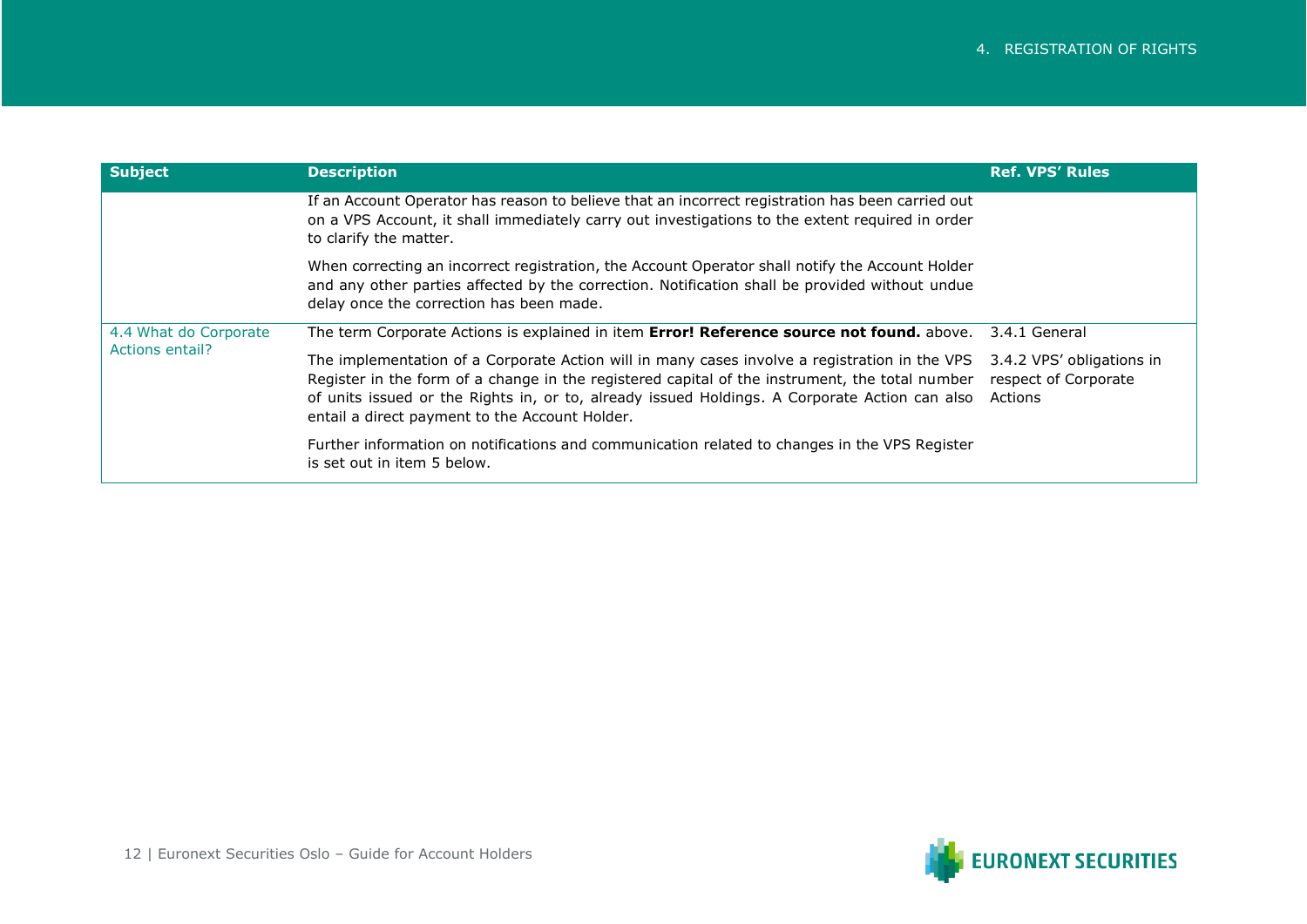| Subject | Description | Ref. VPS' Rules |
| --- | --- | --- |
| | If an Account Operator has reason to believe that an incorrect registration has been carried out on a VPS Account, it shall immediately carry out investigations to the extent required in order to clarify the matter.<br><br>When correcting an incorrect registration, the Account Operator shall notify the Account Holder and any other parties affected by the correction. Notification shall be provided without undue delay once the correction has been made. | |
| 4.4 What do Corporate Actions entail? | The term Corporate Actions is explained in item **Error! Reference source not found.** above.<br><br>The implementation of a Corporate Action will in many cases involve a registration in the VPS Register in the form of a change in the registered capital of the instrument, the total number of units issued or the Rights in, or to, already issued Holdings. A Corporate Action can also entail a direct payment to the Account Holder.<br><br>Further information on notifications and communication related to changes in the VPS Register is set out in item 5 below. | 3.4.1 General<br><br>3.4.2 VPS' obligations in respect of Corporate Actions |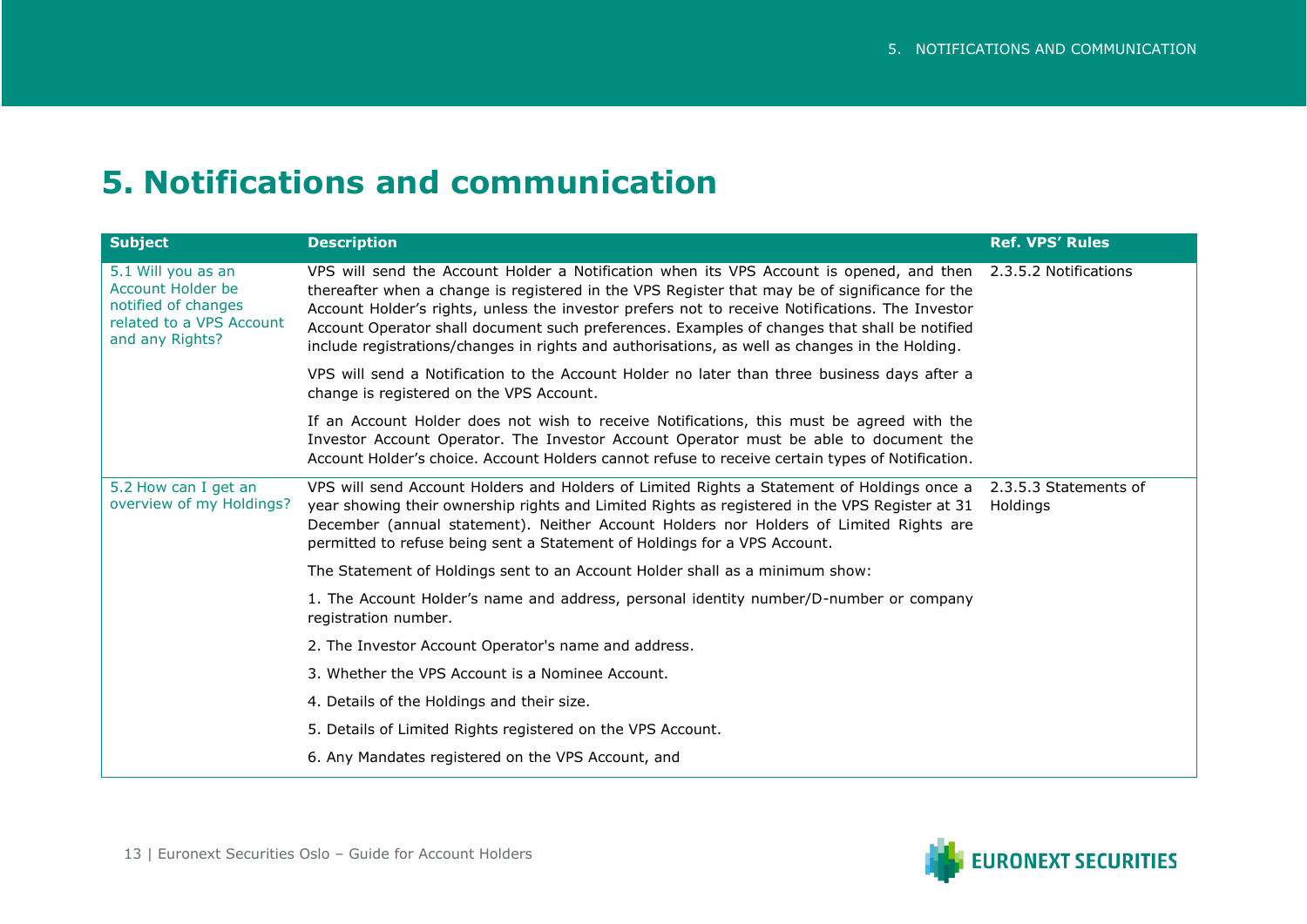# 5. Notifications and communication

| Subject | Description | Ref. VPS' Rules |
|---|---|---|
| 5.1 Will you as an Account Holder be notified of changes related to a VPS Account and any Rights? | VPS will send the Account Holder a Notification when its VPS Account is opened, and then thereafter when a change is registered in the VPS Register that may be of significance for the Account Holder's rights, unless the investor prefers not to receive Notifications. The Investor Account Operator shall document such preferences. Examples of changes that shall be notified include registrations/changes in rights and authorisations, as well as changes in the Holding.<br><br>VPS will send a Notification to the Account Holder no later than three business days after a change is registered on the VPS Account.<br><br>If an Account Holder does not wish to receive Notifications, this must be agreed with the Investor Account Operator. The Investor Account Operator must be able to document the Account Holder's choice. Account Holders cannot refuse to receive certain types of Notification. | 2.3.5.2 Notifications |
| 5.2 How can I get an overview of my Holdings? | VPS will send Account Holders and Holders of Limited Rights a Statement of Holdings once a year showing their ownership rights and Limited Rights as registered in the VPS Register at 31 December (annual statement). Neither Account Holders nor Holders of Limited Rights are permitted to refuse being sent a Statement of Holdings for a VPS Account.<br><br>The Statement of Holdings sent to an Account Holder shall as a minimum show:<br><br>1. The Account Holder's name and address, personal identity number/D-number or company registration number.<br><br>2. The Investor Account Operator's name and address.<br><br>3. Whether the VPS Account is a Nominee Account.<br><br>4. Details of the Holdings and their size.<br><br>5. Details of Limited Rights registered on the VPS Account.<br><br>6. Any Mandates registered on the VPS Account, and | 2.3.5.3 Statements of Holdings |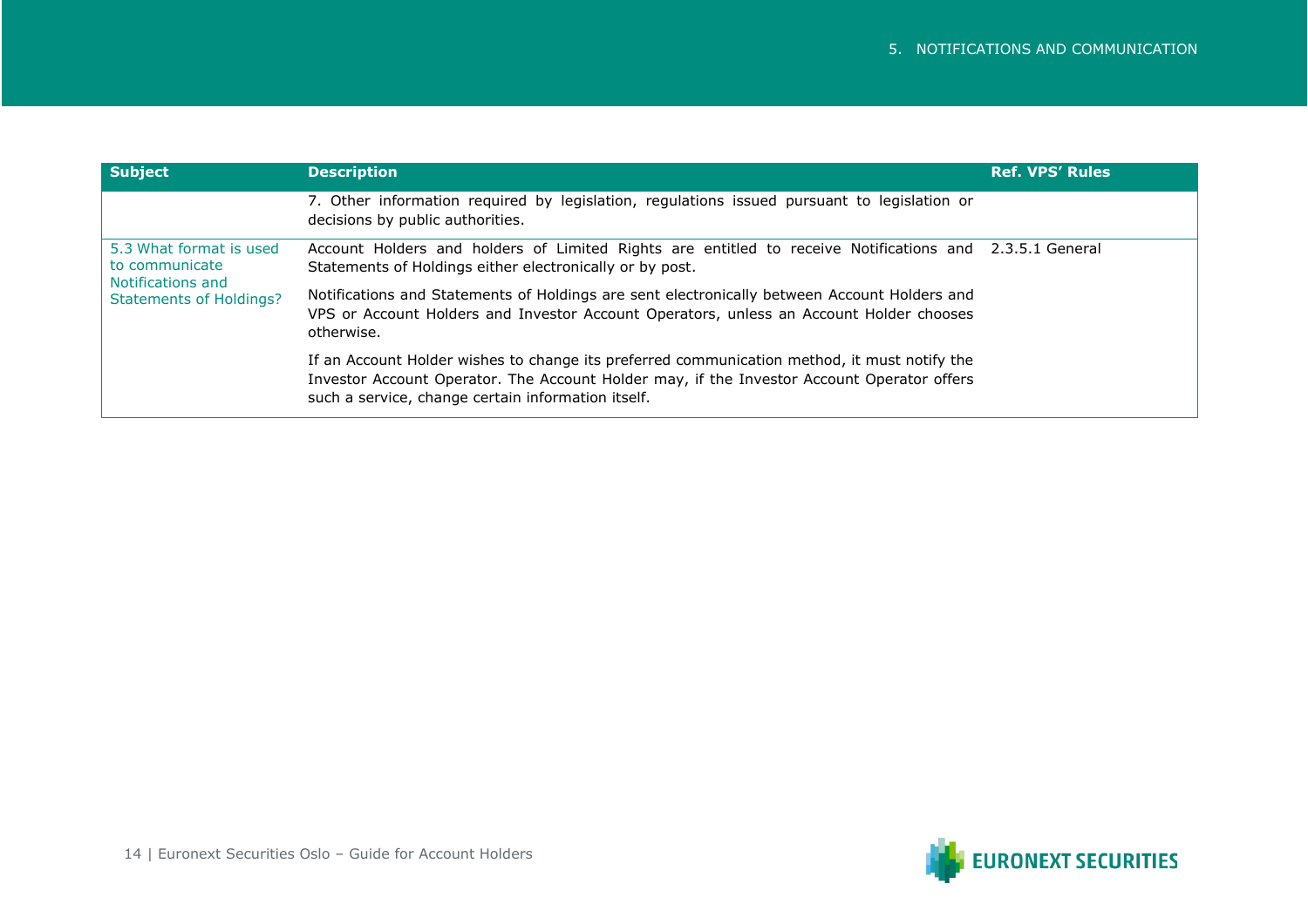| Subject | Description | Ref. VPS' Rules |
|---|---|---|
| | 7. Other information required by legislation, regulations issued pursuant to legislation or decisions by public authorities. | |
| 5.3 What format is used to communicate Notifications and Statements of Holdings? | Account Holders and holders of Limited Rights are entitled to receive Notifications and Statements of Holdings either electronically or by post.<br><br>Notifications and Statements of Holdings are sent electronically between Account Holders and VPS or Account Holders and Investor Account Operators, unless an Account Holder chooses otherwise.<br><br>If an Account Holder wishes to change its preferred communication method, it must notify the Investor Account Operator. The Account Holder may, if the Investor Account Operator offers such a service, change certain information itself. | 2.3.5.1 General |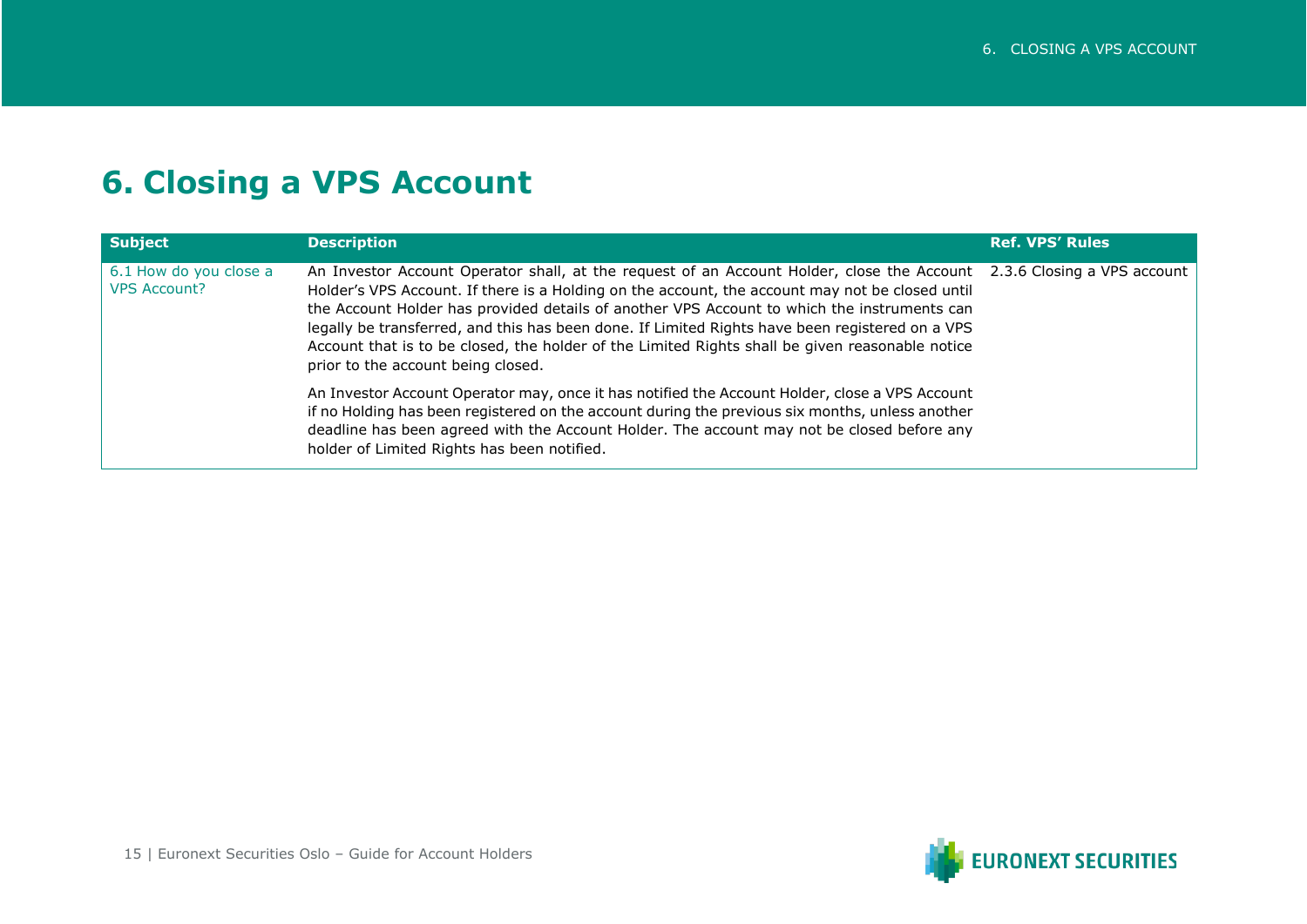# 6. Closing a VPS Account

| Subject | Description | Ref. VPS' Rules |
|---|---|---|
| 6.1 How do you close a VPS Account? | An Investor Account Operator shall, at the request of an Account Holder, close the Account Holder's VPS Account. If there is a Holding on the account, the account may not be closed until the Account Holder has provided details of another VPS Account to which the instruments can legally be transferred, and this has been done. If Limited Rights have been registered on a VPS Account that is to be closed, the holder of the Limited Rights shall be given reasonable notice prior to the account being closed.<br><br>An Investor Account Operator may, once it has notified the Account Holder, close a VPS Account if no Holding has been registered on the account during the previous six months, unless another deadline has been agreed with the Account Holder. The account may not be closed before any holder of Limited Rights has been notified. | 2.3.6 Closing a VPS account |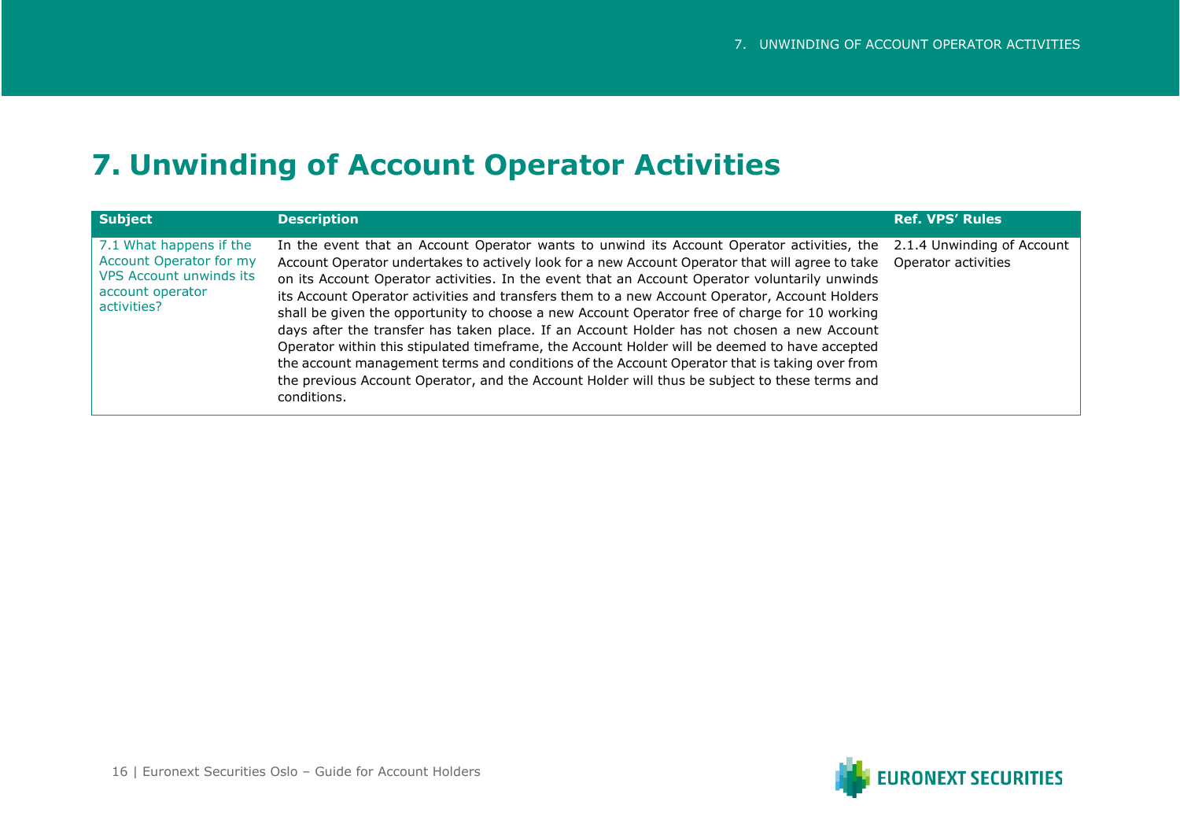# 7. Unwinding of Account Operator Activities

| Subject | Description | Ref. VPS' Rules |
| --- | --- | --- |
| 7.1 What happens if the Account Operator for my VPS Account unwinds its account operator activities? | In the event that an Account Operator wants to unwind its Account Operator activities, the Account Operator undertakes to actively look for a new Account Operator that will agree to take on its Account Operator activities. In the event that an Account Operator voluntarily unwinds its Account Operator activities and transfers them to a new Account Operator, Account Holders shall be given the opportunity to choose a new Account Operator free of charge for 10 working days after the transfer has taken place. If an Account Holder has not chosen a new Account Operator within this stipulated timeframe, the Account Holder will be deemed to have accepted the account management terms and conditions of the Account Operator that is taking over from the previous Account Operator, and the Account Holder will thus be subject to these terms and conditions. | 2.1.4 Unwinding of Account Operator activities |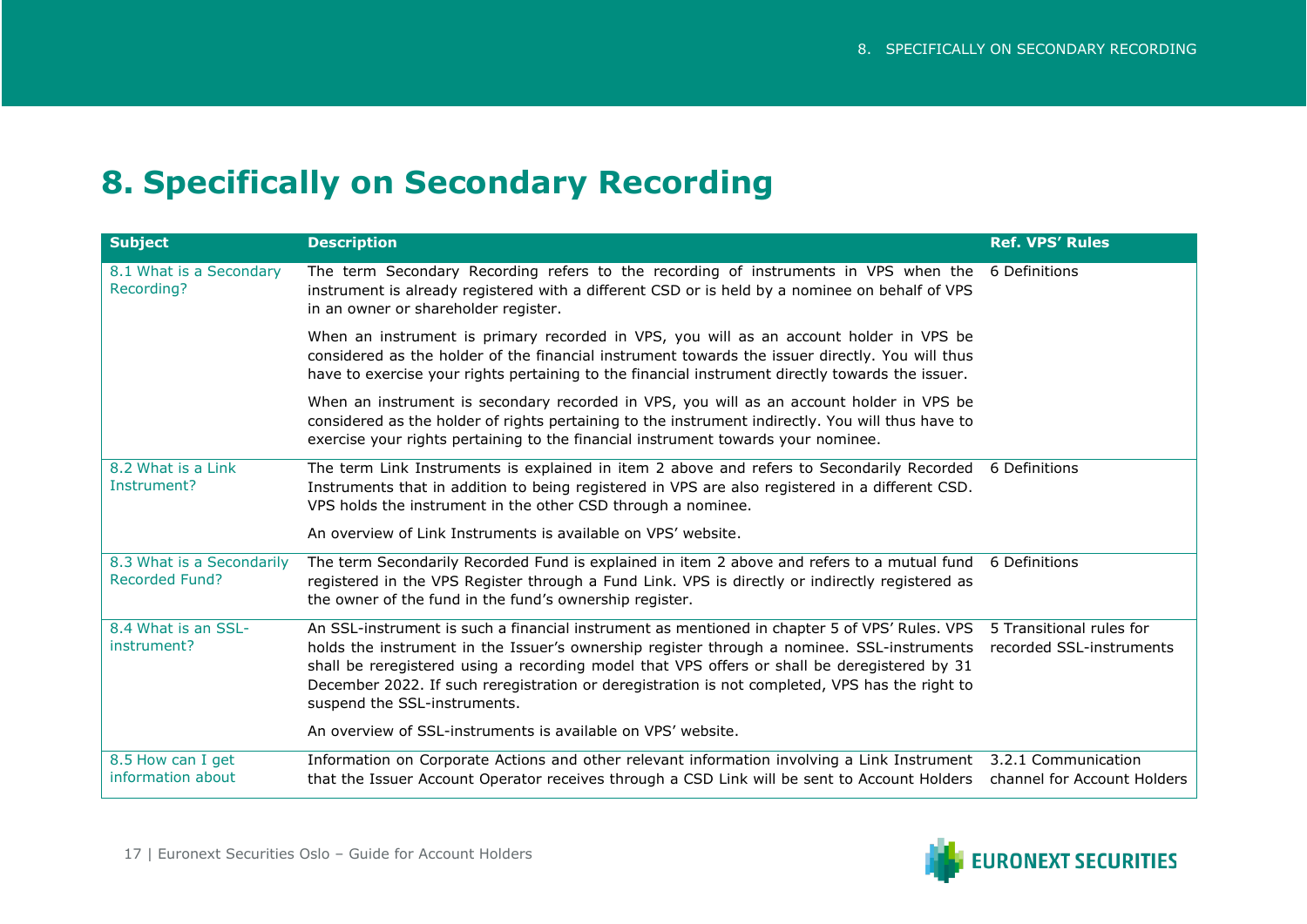# 8. Specifically on Secondary Recording

| Subject | Description | Ref. VPS' Rules |
|---|---|---|
| 8.1 What is a Secondary Recording? | The term Secondary Recording refers to the recording of instruments in VPS when the instrument is already registered with a different CSD or is held by a nominee on behalf of VPS in an owner or shareholder register.<br><br>When an instrument is primary recorded in VPS, you will as an account holder in VPS be considered as the holder of the financial instrument towards the issuer directly. You will thus have to exercise your rights pertaining to the financial instrument directly towards the issuer.<br><br>When an instrument is secondary recorded in VPS, you will as an account holder in VPS be considered as the holder of rights pertaining to the instrument indirectly. You will thus have to exercise your rights pertaining to the financial instrument towards your nominee. | 6 Definitions |
| 8.2 What is a Link Instrument? | The term Link Instruments is explained in item 2 above and refers to Secondarily Recorded Instruments that in addition to being registered in VPS are also registered in a different CSD. VPS holds the instrument in the other CSD through a nominee.<br><br>An overview of Link Instruments is available on VPS' website. | 6 Definitions |
| 8.3 What is a Secondarily Recorded Fund? | The term Secondarily Recorded Fund is explained in item 2 above and refers to a mutual fund registered in the VPS Register through a Fund Link. VPS is directly or indirectly registered as the owner of the fund in the fund's ownership register. | 6 Definitions |
| 8.4 What is an SSL-instrument? | An SSL-instrument is such a financial instrument as mentioned in chapter 5 of VPS' Rules. VPS holds the instrument in the Issuer's ownership register through a nominee. SSL-instruments shall be reregistered using a recording model that VPS offers or shall be deregistered by 31 December 2022. If such reregistration or deregistration is not completed, VPS has the right to suspend the SSL-instruments.<br><br>An overview of SSL-instruments is available on VPS' website. | 5 Transitional rules for recorded SSL-instruments |
| 8.5 How can I get information about | Information on Corporate Actions and other relevant information involving a Link Instrument that the Issuer Account Operator receives through a CSD Link will be sent to Account Holders | 3.2.1 Communication channel for Account Holders |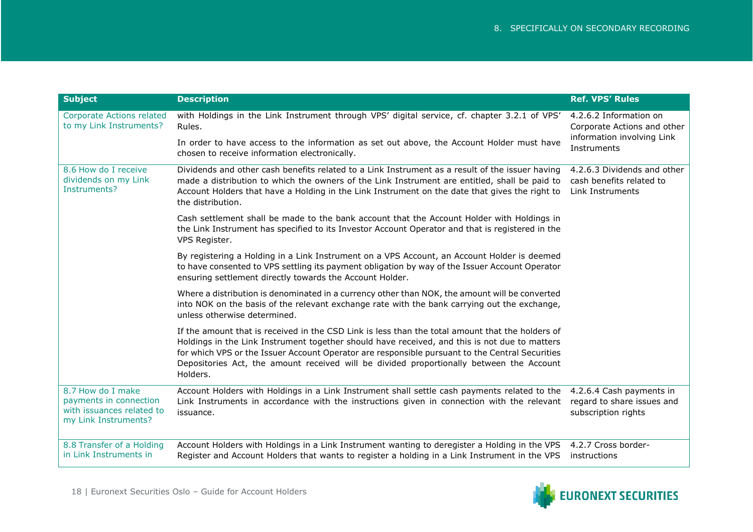| Subject | Description | Ref. VPS' Rules |
|---|---|---|
| Corporate Actions related to my Link Instruments? | with Holdings in the Link Instrument through VPS' digital service, cf. chapter 3.2.1 of VPS' Rules.<br><br>In order to have access to the information as set out above, the Account Holder must have chosen to receive information electronically. | 4.2.6.2 Information on Corporate Actions and other information involving Link Instruments |
| 8.6 How do I receive dividends on my Link Instruments? | Dividends and other cash benefits related to a Link Instrument as a result of the issuer having made a distribution to which the owners of the Link Instrument are entitled, shall be paid to Account Holders that have a Holding in the Link Instrument on the date that gives the right to the distribution.<br><br>Cash settlement shall be made to the bank account that the Account Holder with Holdings in the Link Instrument has specified to its Investor Account Operator and that is registered in the VPS Register.<br><br>By registering a Holding in a Link Instrument on a VPS Account, an Account Holder is deemed to have consented to VPS settling its payment obligation by way of the Issuer Account Operator ensuring settlement directly towards the Account Holder.<br><br>Where a distribution is denominated in a currency other than NOK, the amount will be converted into NOK on the basis of the relevant exchange rate with the bank carrying out the exchange, unless otherwise determined.<br><br>If the amount that is received in the CSD Link is less than the total amount that the holders of Holdings in the Link Instrument together should have received, and this is not due to matters for which VPS or the Issuer Account Operator are responsible pursuant to the Central Securities Depositories Act, the amount received will be divided proportionally between the Account Holders. | 4.2.6.3 Dividends and other cash benefits related to Link Instruments |
| 8.7 How do I make payments in connection with issuances related to my Link Instruments? | Account Holders with Holdings in a Link Instrument shall settle cash payments related to the Link Instruments in accordance with the instructions given in connection with the relevant issuance. | 4.2.6.4 Cash payments in regard to share issues and subscription rights |
| 8.8 Transfer of a Holding in Link Instruments in | Account Holders with Holdings in a Link Instrument wanting to deregister a Holding in the VPS Register and Account Holders that wants to register a holding in a Link Instrument in the VPS | 4.2.7 Cross border-instructions |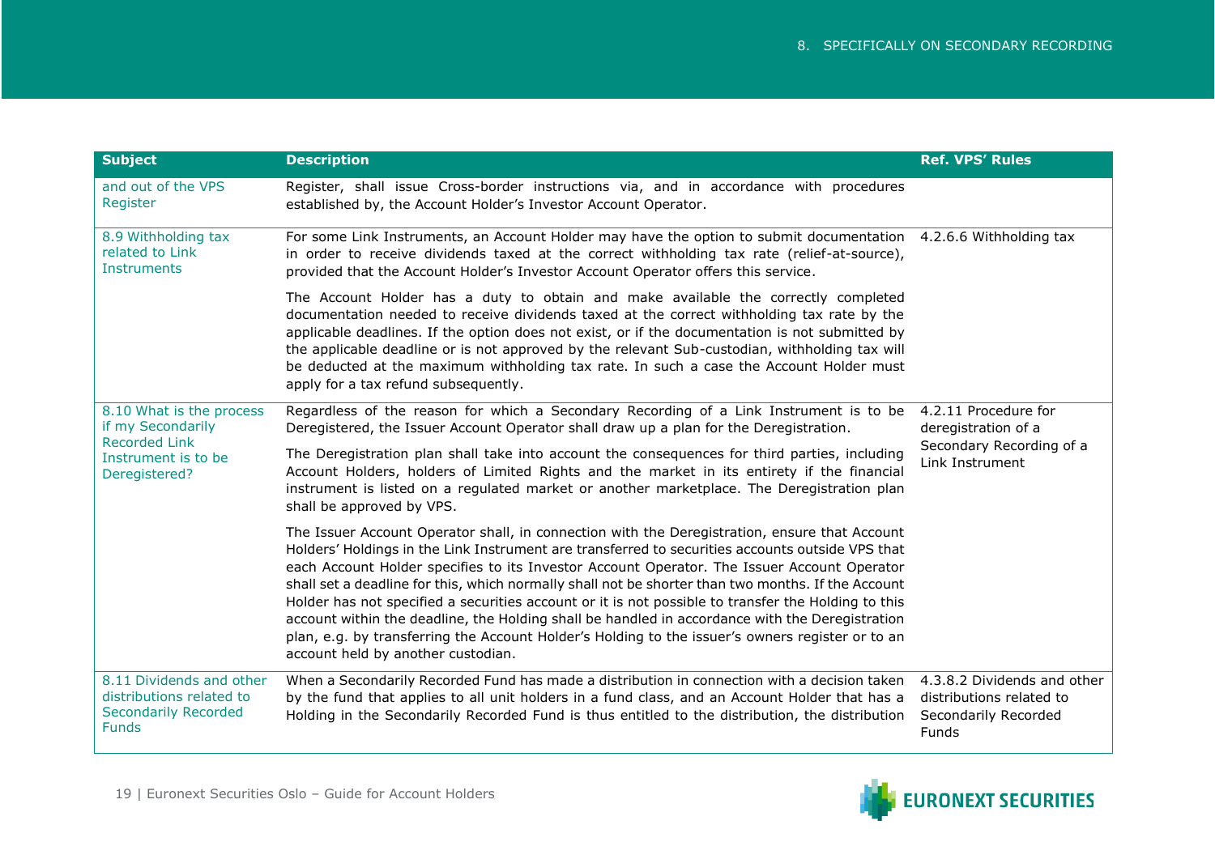| Subject | Description | Ref. VPS' Rules |
|---|---|---|
| and out of the VPS Register | Register, shall issue Cross-border instructions via, and in accordance with procedures established by, the Account Holder's Investor Account Operator. | |
| 8.9 Withholding tax related to Link Instruments | For some Link Instruments, an Account Holder may have the option to submit documentation in order to receive dividends taxed at the correct withholding tax rate (relief-at-source), provided that the Account Holder's Investor Account Operator offers this service.<br><br>The Account Holder has a duty to obtain and make available the correctly completed documentation needed to receive dividends taxed at the correct withholding tax rate by the applicable deadlines. If the option does not exist, or if the documentation is not submitted by the applicable deadline or is not approved by the relevant Sub-custodian, withholding tax will be deducted at the maximum withholding tax rate. In such a case the Account Holder must apply for a tax refund subsequently. | 4.2.6.6 Withholding tax |
| 8.10 What is the process if my Secondarily Recorded Link Instrument is to be Deregistered? | Regardless of the reason for which a Secondary Recording of a Link Instrument is to be Deregistered, the Issuer Account Operator shall draw up a plan for the Deregistration.<br><br>The Deregistration plan shall take into account the consequences for third parties, including Account Holders, holders of Limited Rights and the market in its entirety if the financial instrument is listed on a regulated market or another marketplace. The Deregistration plan shall be approved by VPS.<br><br>The Issuer Account Operator shall, in connection with the Deregistration, ensure that Account Holders' Holdings in the Link Instrument are transferred to securities accounts outside VPS that each Account Holder specifies to its Investor Account Operator. The Issuer Account Operator shall set a deadline for this, which normally shall not be shorter than two months. If the Account Holder has not specified a securities account or it is not possible to transfer the Holding to this account within the deadline, the Holding shall be handled in accordance with the Deregistration plan, e.g. by transferring the Account Holder's Holding to the issuer's owners register or to an account held by another custodian. | 4.2.11 Procedure for deregistration of a Secondary Recording of a Link Instrument |
| 8.11 Dividends and other distributions related to Secondarily Recorded Funds | When a Secondarily Recorded Fund has made a distribution in connection with a decision taken by the fund that applies to all unit holders in a fund class, and an Account Holder that has a Holding in the Secondarily Recorded Fund is thus entitled to the distribution, the distribution | 4.3.8.2 Dividends and other distributions related to Secondarily Recorded Funds |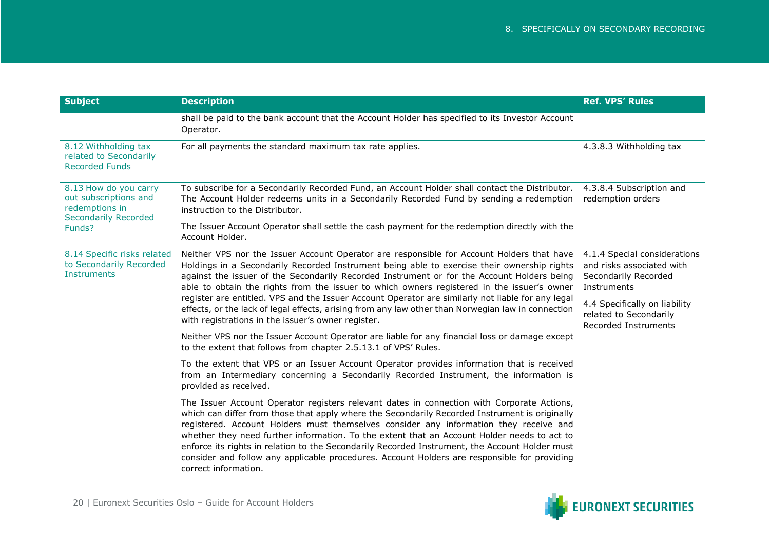| Subject | Description | Ref. VPS' Rules |
|---|---|---|
| | shall be paid to the bank account that the Account Holder has specified to its Investor Account Operator. | |
| 8.12 Withholding tax related to Secondarily Recorded Funds | For all payments the standard maximum tax rate applies. | 4.3.8.3 Withholding tax |
| 8.13 How do you carry out subscriptions and redemptions in Secondarily Recorded Funds? | To subscribe for a Secondarily Recorded Fund, an Account Holder shall contact the Distributor. The Account Holder redeems units in a Secondarily Recorded Fund by sending a redemption instruction to the Distributor.<br><br>The Issuer Account Operator shall settle the cash payment for the redemption directly with the Account Holder. | 4.3.8.4 Subscription and redemption orders |
| 8.14 Specific risks related to Secondarily Recorded Instruments | Neither VPS nor the Issuer Account Operator are responsible for Account Holders that have Holdings in a Secondarily Recorded Instrument being able to exercise their ownership rights against the issuer of the Secondarily Recorded Instrument or for the Account Holders being able to obtain the rights from the issuer to which owners registered in the issuer's owner register are entitled. VPS and the Issuer Account Operator are similarly not liable for any legal effects, or the lack of legal effects, arising from any law other than Norwegian law in connection with registrations in the issuer's owner register.<br><br>Neither VPS nor the Issuer Account Operator are liable for any financial loss or damage except to the extent that follows from chapter 2.5.13.1 of VPS' Rules.<br><br>To the extent that VPS or an Issuer Account Operator provides information that is received from an Intermediary concerning a Secondarily Recorded Instrument, the information is provided as received.<br><br>The Issuer Account Operator registers relevant dates in connection with Corporate Actions, which can differ from those that apply where the Secondarily Recorded Instrument is originally registered. Account Holders must themselves consider any information they receive and whether they need further information. To the extent that an Account Holder needs to act to enforce its rights in relation to the Secondarily Recorded Instrument, the Account Holder must consider and follow any applicable procedures. Account Holders are responsible for providing correct information. | 4.1.4 Special considerations and risks associated with Secondarily Recorded Instruments<br><br>4.4 Specifically on liability related to Secondarily Recorded Instruments |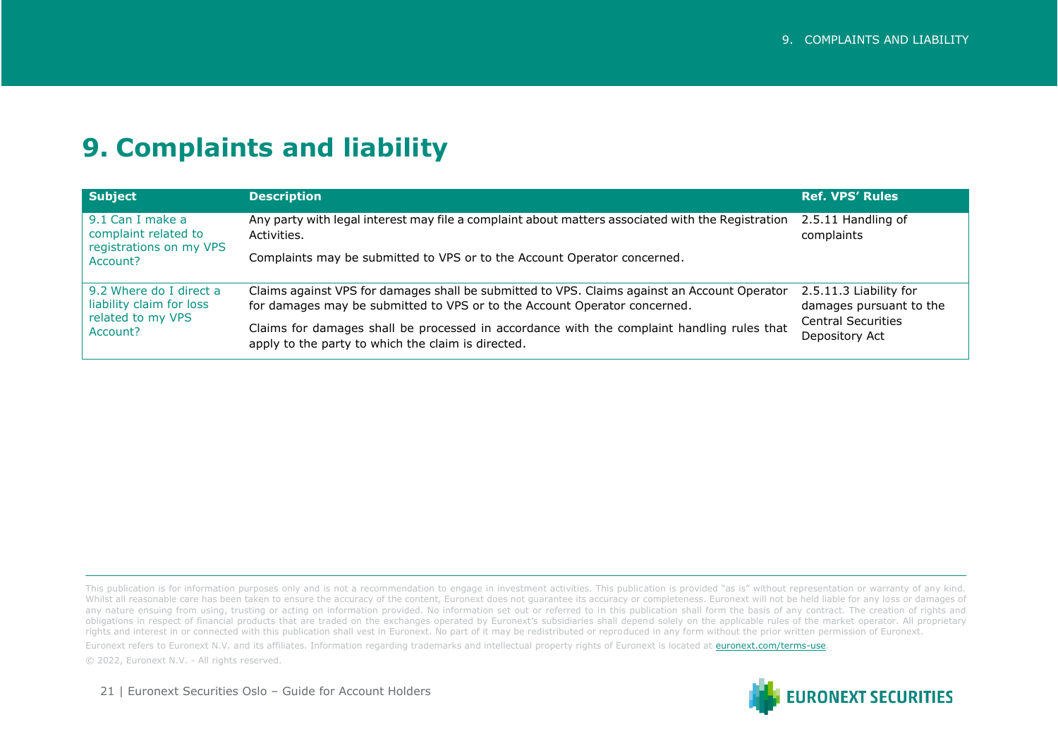# 9. Complaints and liability

| Subject | Description | Ref. VPS' Rules |
| --- | --- | --- |
| 9.1 Can I make a complaint related to registrations on my VPS Account? | Any party with legal interest may file a complaint about matters associated with the Registration Activities.<br><br>Complaints may be submitted to VPS or to the Account Operator concerned. | 2.5.11 Handling of complaints |
| 9.2 Where do I direct a liability claim for loss related to my VPS Account? | Claims against VPS for damages shall be submitted to VPS. Claims against an Account Operator for damages may be submitted to VPS or to the Account Operator concerned.<br><br>Claims for damages shall be processed in accordance with the complaint handling rules that apply to the party to which the claim is directed. | 2.5.11.3 Liability for damages pursuant to the Central Securities Depository Act |

This publication is for information purposes only and is not a recommendation to engage in investment activities. This publication is provided "as is" without representation or warranty of any kind. Whilst all reasonable care has been taken to ensure the accuracy of the content, Euronext does not guarantee its accuracy or completeness. Euronext will not be held liable for any loss or damages of any nature ensuing from using, trusting or acting on information provided. No information set out or referred to in this publication shall form the basis of any contract. The creation of rights and obligations in respect of financial products that are traded on the exchanges operated by Euronext's subsidiaries shall depend solely on the applicable rules of the market operator. All proprietary rights and interest in or connected with this publication shall vest in Euronext. No part of it may be redistributed or reproduced in any form without the prior written permission of Euronext.

Euronext refers to Euronext N.V. and its affiliates. Information regarding trademarks and intellectual property rights of Euronext is located at euronext.com/terms-use.

© 2022, Euronext N.V. - All rights reserved.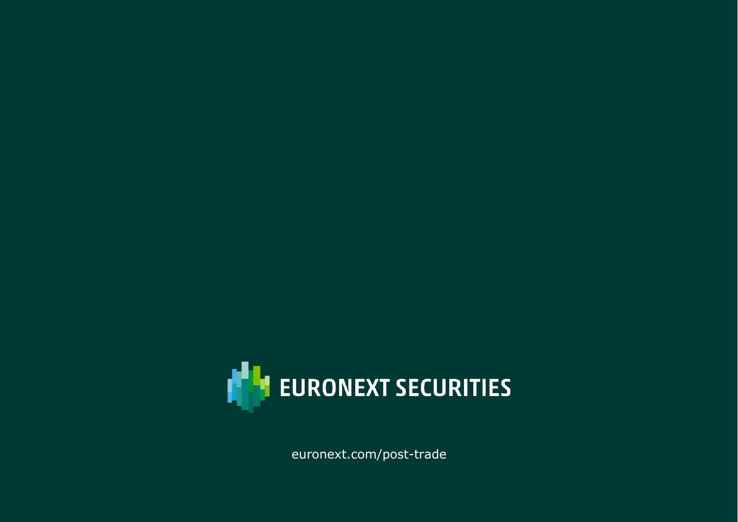EURONEXT SECURITIES

euronext.com/post-trade